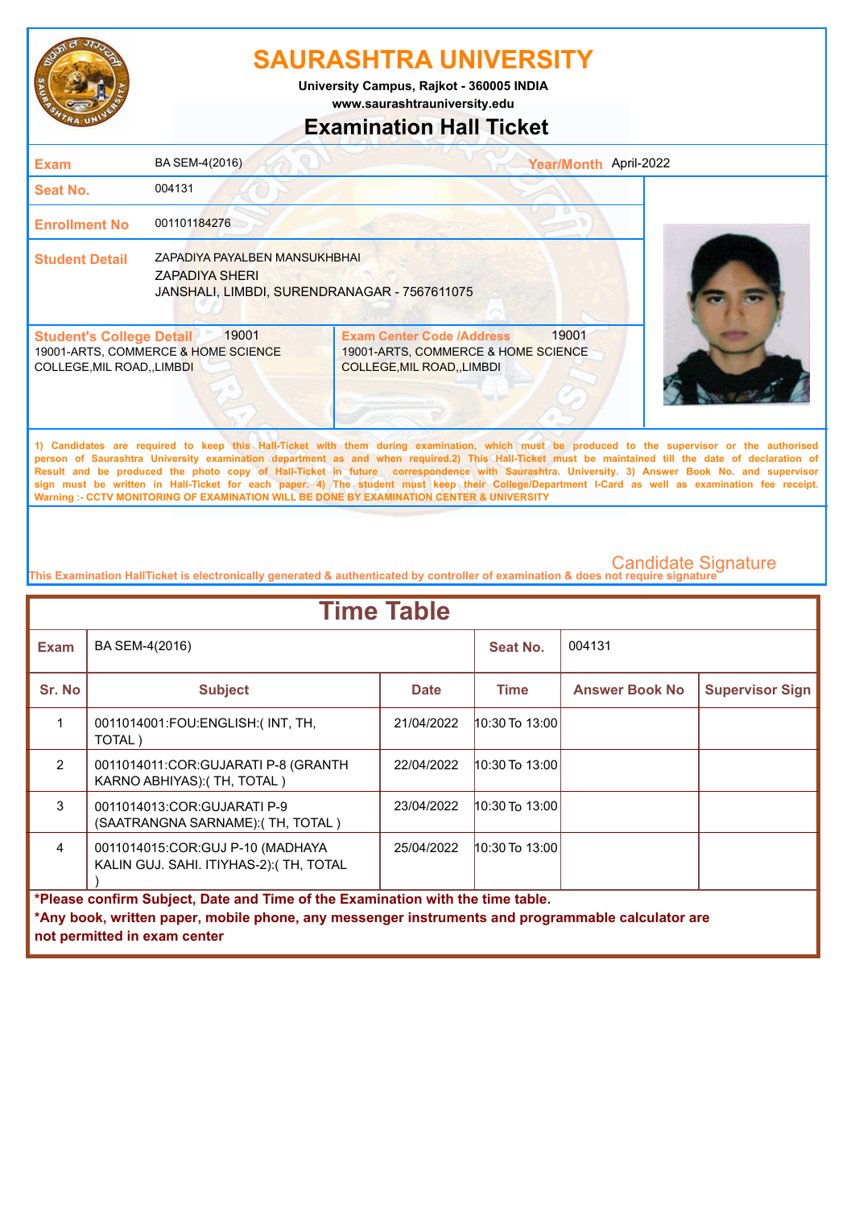# SAURASHTRA UNIVERSITY

University Campus, Rajkot - 360005 INDIA
www.saurashtrauniversity.edu

## Examination Hall Ticket

| | | | |
|---|---|---|---|
| **Exam** | BA SEM-4(2016) | **Year/Month** | April-2022 |
| **Seat No.** | 004131 | | |
| **Enrollment No** | 001101184276 | | |
| **Student Detail** | ZAPADIYA PAYALBEN MANSUKHBHAI<br>ZAPADIYA SHERI<br>JANSHALI, LIMBDI, SURENDRANAGAR - 7567611075 | | |

| **Student's College Detail** 19001 | **Exam Center Code /Address** 19001 |
|---|---|
| 19001-ARTS, COMMERCE & HOME SCIENCE COLLEGE,MIL ROAD,,LIMBDI | 19001-ARTS, COMMERCE & HOME SCIENCE COLLEGE,MIL ROAD,,LIMBDI |

1) Candidates are required to keep this Hall-Ticket with them during examination, which must be produced to the supervisor or the authorised person of Saurashtra University examination department as and when required.2) This Hall-Ticket must be maintained till the date of declaration of Result and be produced the photo copy of Hall-Ticket in future correspondence with Saurashtra. University. 3) Answer Book No. and supervisor sign must be written in Hall-Ticket for each paper. 4) The student must keep their College/Department I-Card as well as examination fee receipt.
Warning :- CCTV MONITORING OF EXAMINATION WILL BE DONE BY EXAMINATION CENTER & UNIVERSITY

Candidate Signature

This Examination HallTicket is electronically generated & authenticated by controller of examination & does not require signature

## Time Table

| **Exam** | BA SEM-4(2016) | | **Seat No.** | 004131 | |
|---|---|---|---|---|---|
| **Sr. No** | **Subject** | **Date** | **Time** | **Answer Book No** | **Supervisor Sign** |
| 1 | 0011014001:FOU:ENGLISH:( INT, TH, TOTAL ) | 21/04/2022 | 10:30 To 13:00 | | |
| 2 | 0011014011:COR:GUJARATI P-8 (GRANTH KARNO ABHIYAS):( TH, TOTAL ) | 22/04/2022 | 10:30 To 13:00 | | |
| 3 | 0011014013:COR:GUJARATI P-9 (SAATRANGNA SARNAME):( TH, TOTAL ) | 23/04/2022 | 10:30 To 13:00 | | |
| 4 | 0011014015:COR:GUJ P-10 (MADHAYA KALIN GUJ. SAHI. ITIYHAS-2):( TH, TOTAL ) | 25/04/2022 | 10:30 To 13:00 | | |

**\*Please confirm Subject, Date and Time of the Examination with the time table.**
**\*Any book, written paper, mobile phone, any messenger instruments and programmable calculator are not permitted in exam center**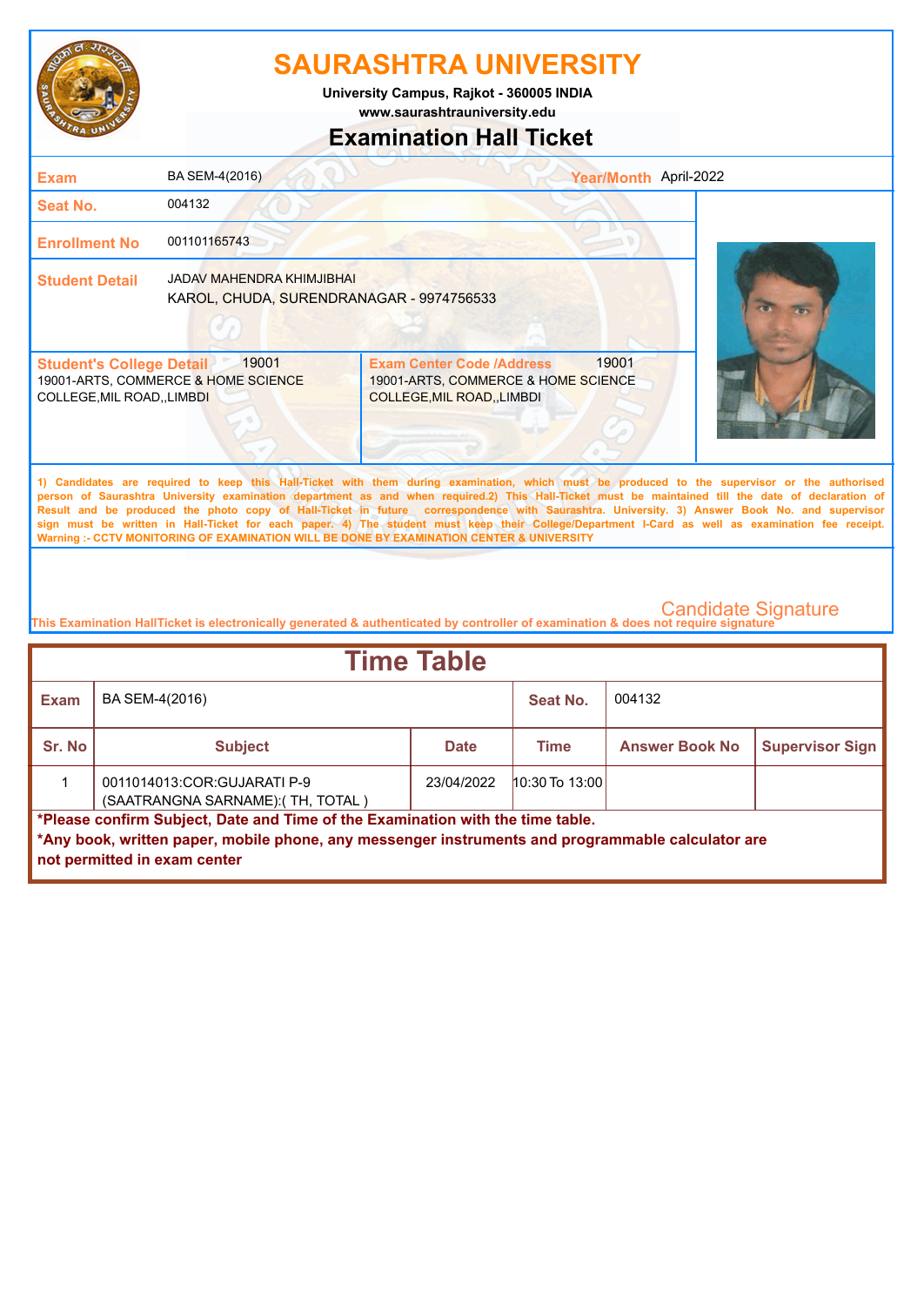# SAURASHTRA UNIVERSITY

**University Campus, Rajkot - 360005 INDIA**

**www.saurashtrauniversity.edu**

## Examination Hall Ticket

| | | | |
|---|---|---|---|
| **Exam** | BA SEM-4(2016) | **Year/Month** | April-2022 |
| **Seat No.** | 004132 | | |
| **Enrollment No** | 001101165743 | | |
| **Student Detail** | JADAV MAHENDRA KHIMJIBHAI<br>KAROL, CHUDA, SURENDRANAGAR - 9974756533 | | |

| | |
|---|---|
| **Student's College Detail** 19001<br>19001-ARTS, COMMERCE & HOME SCIENCE COLLEGE,MIL ROAD,,LIMBDI | **Exam Center Code /Address** 19001<br>19001-ARTS, COMMERCE & HOME SCIENCE COLLEGE,MIL ROAD,,LIMBDI |

1) Candidates are required to keep this Hall-Ticket with them during examination, which must be produced to the supervisor or the authorised person of Saurashtra University examination department as and when required.2) This Hall-Ticket must be maintained till the date of declaration of Result and be produced the photo copy of Hall-Ticket in future correspondence with Saurashtra. University. 3) Answer Book No. and supervisor sign must be written in Hall-Ticket for each paper. 4) The student must keep their College/Department I-Card as well as examination fee receipt.
Warning :- CCTV MONITORING OF EXAMINATION WILL BE DONE BY EXAMINATION CENTER & UNIVERSITY

Candidate Signature

This Examination HallTicket is electronically generated & authenticated by controller of examination & does not require signature

## Time Table

| | | | | | |
|---|---|---|---|---|---|
| **Exam** | BA SEM-4(2016) | | **Seat No.** | 004132 | |

| Sr. No | Subject | Date | Time | Answer Book No | Supervisor Sign |
|---|---|---|---|---|---|
| 1 | 0011014013:COR:GUJARATI P-9 (SAATRANGNA SARNAME):( TH, TOTAL ) | 23/04/2022 | 10:30 To 13:00 | | |

**\*Please confirm Subject, Date and Time of the Examination with the time table.**
**\*Any book, written paper, mobile phone, any messenger instruments and programmable calculator are not permitted in exam center**